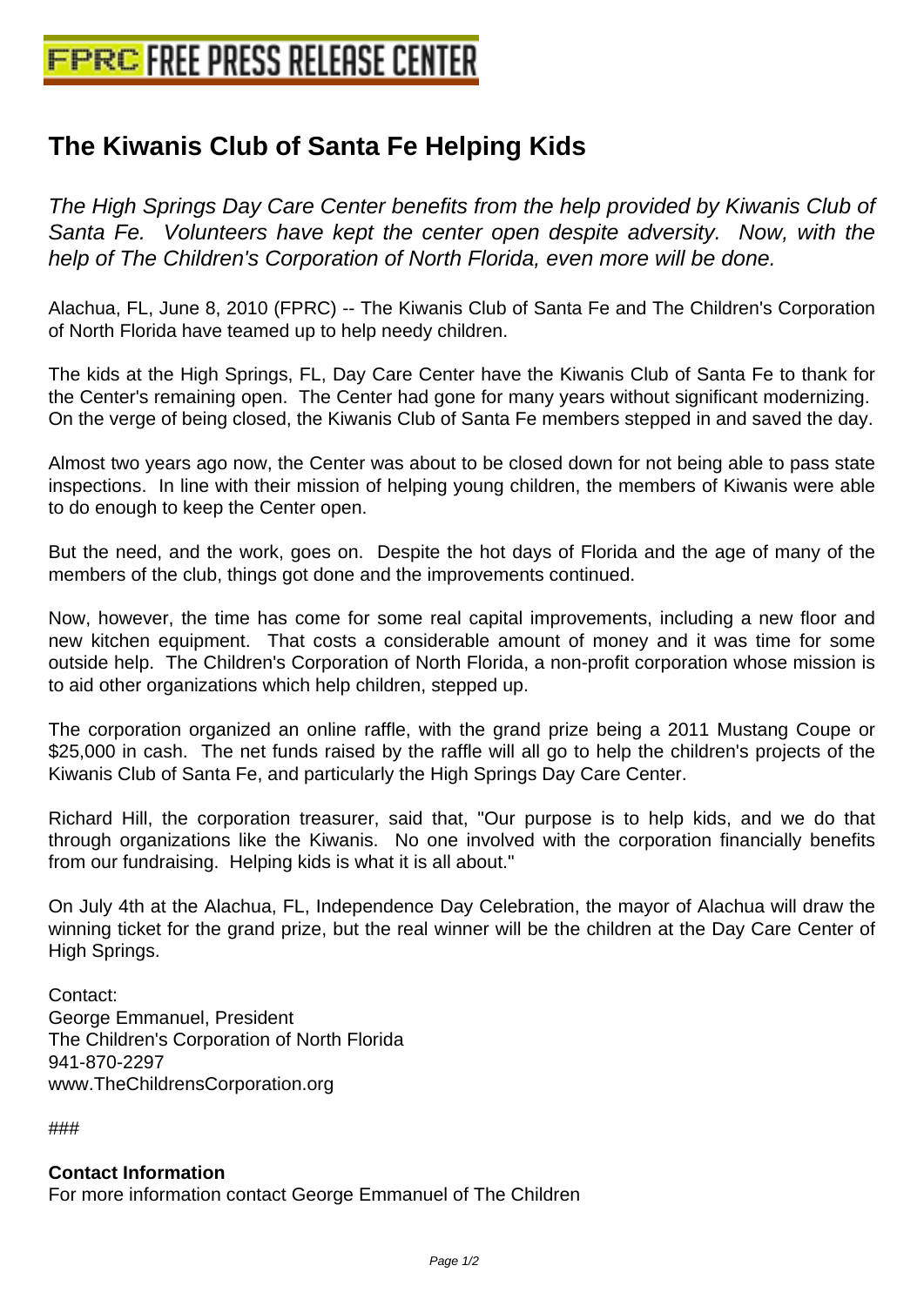# The Kiwanis Club of Santa Fe Helping Kids

*The High Springs Day Care Center benefits from the help provided by Kiwanis Club of Santa Fe. Volunteers have kept the center open despite adversity. Now, with the help of The Children's Corporation of North Florida, even more will be done.*

Alachua, FL, June 8, 2010 (FPRC) -- The Kiwanis Club of Santa Fe and The Children's Corporation of North Florida have teamed up to help needy children.

The kids at the High Springs, FL, Day Care Center have the Kiwanis Club of Santa Fe to thank for the Center's remaining open. The Center had gone for many years without significant modernizing. On the verge of being closed, the Kiwanis Club of Santa Fe members stepped in and saved the day.

Almost two years ago now, the Center was about to be closed down for not being able to pass state inspections. In line with their mission of helping young children, the members of Kiwanis were able to do enough to keep the Center open.

But the need, and the work, goes on. Despite the hot days of Florida and the age of many of the members of the club, things got done and the improvements continued.

Now, however, the time has come for some real capital improvements, including a new floor and new kitchen equipment. That costs a considerable amount of money and it was time for some outside help. The Children's Corporation of North Florida, a non-profit corporation whose mission is to aid other organizations which help children, stepped up.

The corporation organized an online raffle, with the grand prize being a 2011 Mustang Coupe or $25,000 in cash. The net funds raised by the raffle will all go to help the children's projects of the Kiwanis Club of Santa Fe, and particularly the High Springs Day Care Center.

Richard Hill, the corporation treasurer, said that, "Our purpose is to help kids, and we do that through organizations like the Kiwanis. No one involved with the corporation financially benefits from our fundraising. Helping kids is what it is all about."

On July 4th at the Alachua, FL, Independence Day Celebration, the mayor of Alachua will draw the winning ticket for the grand prize, but the real winner will be the children at the Day Care Center of High Springs.

Contact:
George Emmanuel, President
The Children's Corporation of North Florida
941-870-2297
www.TheChildrensCorporation.org

###

**Contact Information**
For more information contact George Emmanuel of The Children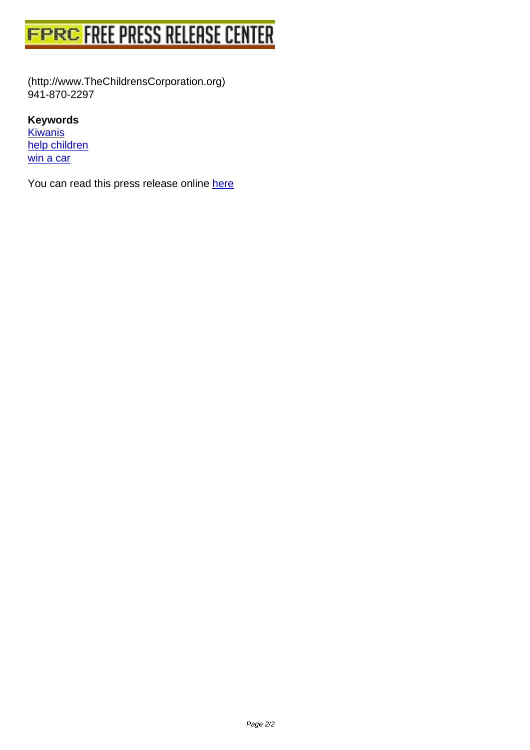(http://www.TheChildrensCorporation.org)
941-870-2297

**Keywords**
Kiwanis
help children
win a car

You can read this press release online here